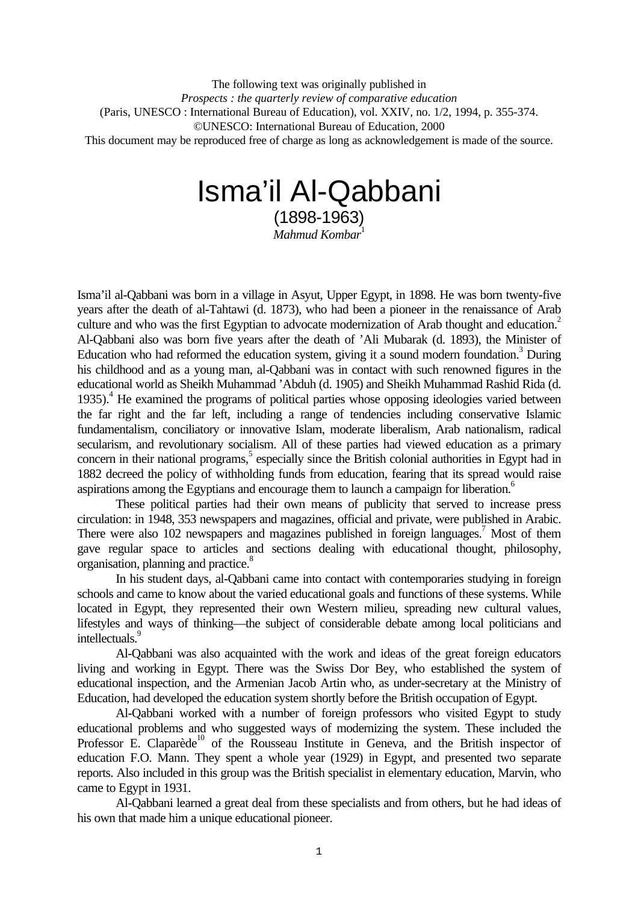The following text was originally published in
*Prospects : the quarterly review of comparative education*
(Paris, UNESCO : International Bureau of Education), vol. XXIV, no. 1/2, 1994, p. 355-374.
©UNESCO: International Bureau of Education, 2000
This document may be reproduced free of charge as long as acknowledgement is made of the source.

# Isma'il Al-Qabbani

(1898-1963)

*Mahmud Kombar*[1]

Isma'il al-Qabbani was born in a village in Asyut, Upper Egypt, in 1898. He was born twenty-five years after the death of al-Tahtawi (d. 1873), who had been a pioneer in the renaissance of Arab culture and who was the first Egyptian to advocate modernization of Arab thought and education.[2] Al-Qabbani also was born five years after the death of 'Ali Mubarak (d. 1893), the Minister of Education who had reformed the education system, giving it a sound modern foundation.[3] During his childhood and as a young man, al-Qabbani was in contact with such renowned figures in the educational world as Sheikh Muhammad 'Abduh (d. 1905) and Sheikh Muhammad Rashid Rida (d. 1935).[4] He examined the programs of political parties whose opposing ideologies varied between the far right and the far left, including a range of tendencies including conservative Islamic fundamentalism, conciliatory or innovative Islam, moderate liberalism, Arab nationalism, radical secularism, and revolutionary socialism. All of these parties had viewed education as a primary concern in their national programs,[5] especially since the British colonial authorities in Egypt had in 1882 decreed the policy of withholding funds from education, fearing that its spread would raise aspirations among the Egyptians and encourage them to launch a campaign for liberation.[6]

These political parties had their own means of publicity that served to increase press circulation: in 1948, 353 newspapers and magazines, official and private, were published in Arabic. There were also 102 newspapers and magazines published in foreign languages.[7] Most of them gave regular space to articles and sections dealing with educational thought, philosophy, organisation, planning and practice.[8]

In his student days, al-Qabbani came into contact with contemporaries studying in foreign schools and came to know about the varied educational goals and functions of these systems. While located in Egypt, they represented their own Western milieu, spreading new cultural values, lifestyles and ways of thinking—the subject of considerable debate among local politicians and intellectuals.[9]

Al-Qabbani was also acquainted with the work and ideas of the great foreign educators living and working in Egypt. There was the Swiss Dor Bey, who established the system of educational inspection, and the Armenian Jacob Artin who, as under-secretary at the Ministry of Education, had developed the education system shortly before the British occupation of Egypt.

Al-Qabbani worked with a number of foreign professors who visited Egypt to study educational problems and who suggested ways of modernizing the system. These included the Professor E. Claparède[10] of the Rousseau Institute in Geneva, and the British inspector of education F.O. Mann. They spent a whole year (1929) in Egypt, and presented two separate reports. Also included in this group was the British specialist in elementary education, Marvin, who came to Egypt in 1931.

Al-Qabbani learned a great deal from these specialists and from others, but he had ideas of his own that made him a unique educational pioneer.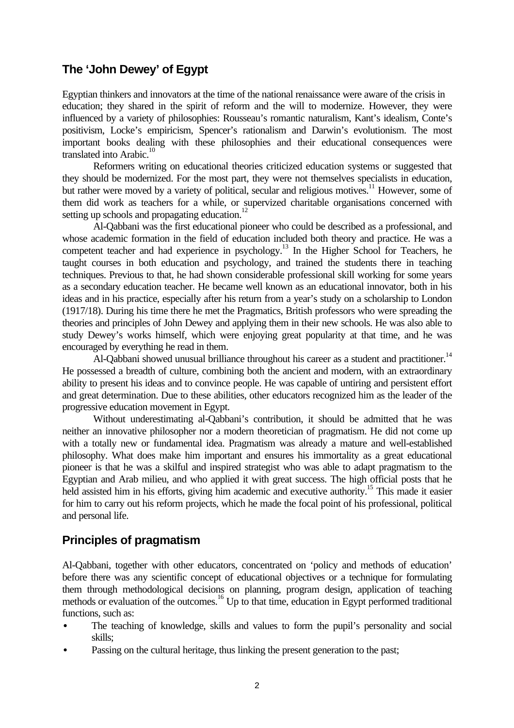## The 'John Dewey' of Egypt

Egyptian thinkers and innovators at the time of the national renaissance were aware of the crisis in education; they shared in the spirit of reform and the will to modernize. However, they were influenced by a variety of philosophies: Rousseau's romantic naturalism, Kant's idealism, Conte's positivism, Locke's empiricism, Spencer's rationalism and Darwin's evolutionism. The most important books dealing with these philosophies and their educational consequences were translated into Arabic.[10]

Reformers writing on educational theories criticized education systems or suggested that they should be modernized. For the most part, they were not themselves specialists in education, but rather were moved by a variety of political, secular and religious motives.[11] However, some of them did work as teachers for a while, or supervized charitable organisations concerned with setting up schools and propagating education.[12]

Al-Qabbani was the first educational pioneer who could be described as a professional, and whose academic formation in the field of education included both theory and practice. He was a competent teacher and had experience in psychology.[13] In the Higher School for Teachers, he taught courses in both education and psychology, and trained the students there in teaching techniques. Previous to that, he had shown considerable professional skill working for some years as a secondary education teacher. He became well known as an educational innovator, both in his ideas and in his practice, especially after his return from a year's study on a scholarship to London (1917/18). During his time there he met the Pragmatics, British professors who were spreading the theories and principles of John Dewey and applying them in their new schools. He was also able to study Dewey's works himself, which were enjoying great popularity at that time, and he was encouraged by everything he read in them.

Al-Qabbani showed unusual brilliance throughout his career as a student and practitioner.[14] He possessed a breadth of culture, combining both the ancient and modern, with an extraordinary ability to present his ideas and to convince people. He was capable of untiring and persistent effort and great determination. Due to these abilities, other educators recognized him as the leader of the progressive education movement in Egypt.

Without underestimating al-Qabbani's contribution, it should be admitted that he was neither an innovative philosopher nor a modern theoretician of pragmatism. He did not come up with a totally new or fundamental idea. Pragmatism was already a mature and well-established philosophy. What does make him important and ensures his immortality as a great educational pioneer is that he was a skilful and inspired strategist who was able to adapt pragmatism to the Egyptian and Arab milieu, and who applied it with great success. The high official posts that he held assisted him in his efforts, giving him academic and executive authority.[15] This made it easier for him to carry out his reform projects, which he made the focal point of his professional, political and personal life.

## Principles of pragmatism

Al-Qabbani, together with other educators, concentrated on 'policy and methods of education' before there was any scientific concept of educational objectives or a technique for formulating them through methodological decisions on planning, program design, application of teaching methods or evaluation of the outcomes.[16] Up to that time, education in Egypt performed traditional functions, such as:

- The teaching of knowledge, skills and values to form the pupil's personality and social skills;
- Passing on the cultural heritage, thus linking the present generation to the past;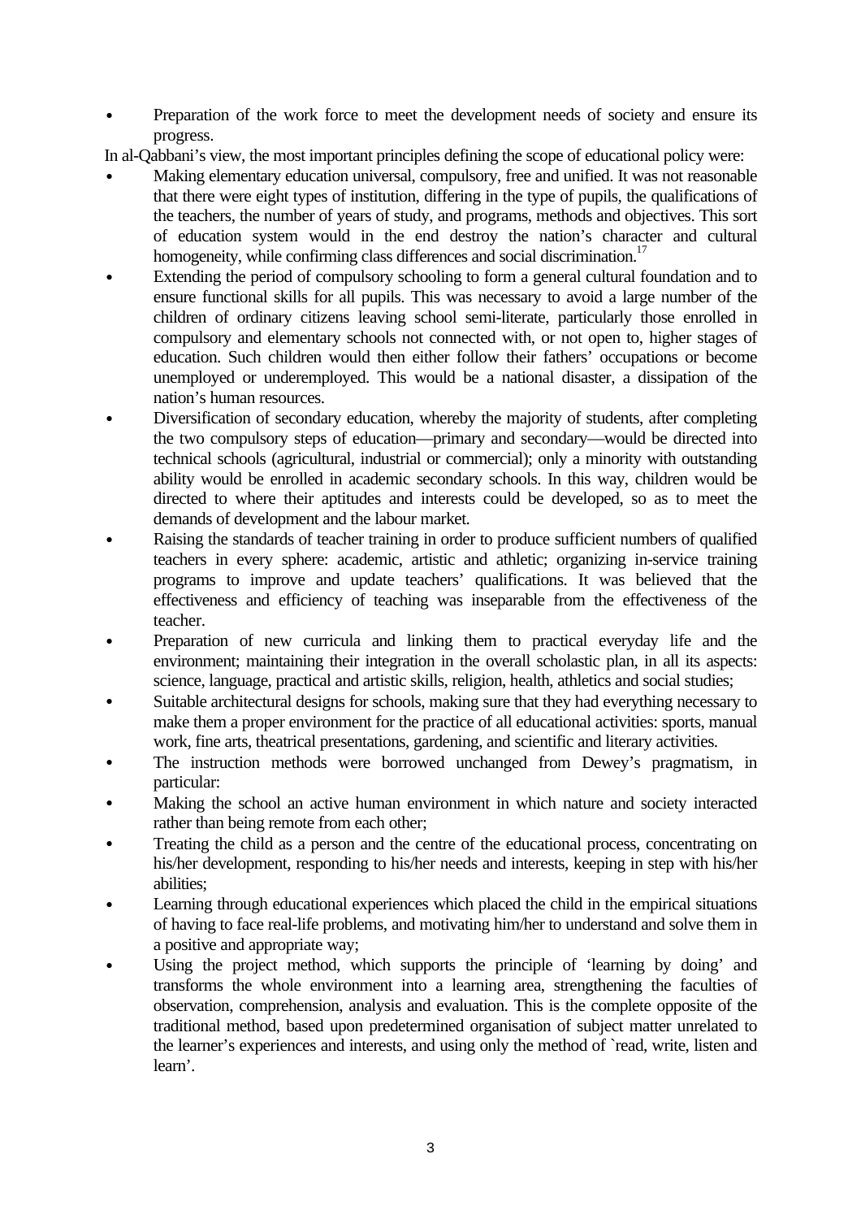- Preparation of the work force to meet the development needs of society and ensure its progress.

In al-Qabbani's view, the most important principles defining the scope of educational policy were:

- Making elementary education universal, compulsory, free and unified. It was not reasonable that there were eight types of institution, differing in the type of pupils, the qualifications of the teachers, the number of years of study, and programs, methods and objectives. This sort of education system would in the end destroy the nation's character and cultural homogeneity, while confirming class differences and social discrimination.[17]
- Extending the period of compulsory schooling to form a general cultural foundation and to ensure functional skills for all pupils. This was necessary to avoid a large number of the children of ordinary citizens leaving school semi-literate, particularly those enrolled in compulsory and elementary schools not connected with, or not open to, higher stages of education. Such children would then either follow their fathers' occupations or become unemployed or underemployed. This would be a national disaster, a dissipation of the nation's human resources.
- Diversification of secondary education, whereby the majority of students, after completing the two compulsory steps of education—primary and secondary—would be directed into technical schools (agricultural, industrial or commercial); only a minority with outstanding ability would be enrolled in academic secondary schools. In this way, children would be directed to where their aptitudes and interests could be developed, so as to meet the demands of development and the labour market.
- Raising the standards of teacher training in order to produce sufficient numbers of qualified teachers in every sphere: academic, artistic and athletic; organizing in-service training programs to improve and update teachers' qualifications. It was believed that the effectiveness and efficiency of teaching was inseparable from the effectiveness of the teacher.
- Preparation of new curricula and linking them to practical everyday life and the environment; maintaining their integration in the overall scholastic plan, in all its aspects: science, language, practical and artistic skills, religion, health, athletics and social studies;
- Suitable architectural designs for schools, making sure that they had everything necessary to make them a proper environment for the practice of all educational activities: sports, manual work, fine arts, theatrical presentations, gardening, and scientific and literary activities.
- The instruction methods were borrowed unchanged from Dewey's pragmatism, in particular:
- Making the school an active human environment in which nature and society interacted rather than being remote from each other;
- Treating the child as a person and the centre of the educational process, concentrating on his/her development, responding to his/her needs and interests, keeping in step with his/her abilities;
- Learning through educational experiences which placed the child in the empirical situations of having to face real-life problems, and motivating him/her to understand and solve them in a positive and appropriate way;
- Using the project method, which supports the principle of 'learning by doing' and transforms the whole environment into a learning area, strengthening the faculties of observation, comprehension, analysis and evaluation. This is the complete opposite of the traditional method, based upon predetermined organisation of subject matter unrelated to the learner's experiences and interests, and using only the method of `read, write, listen and learn'.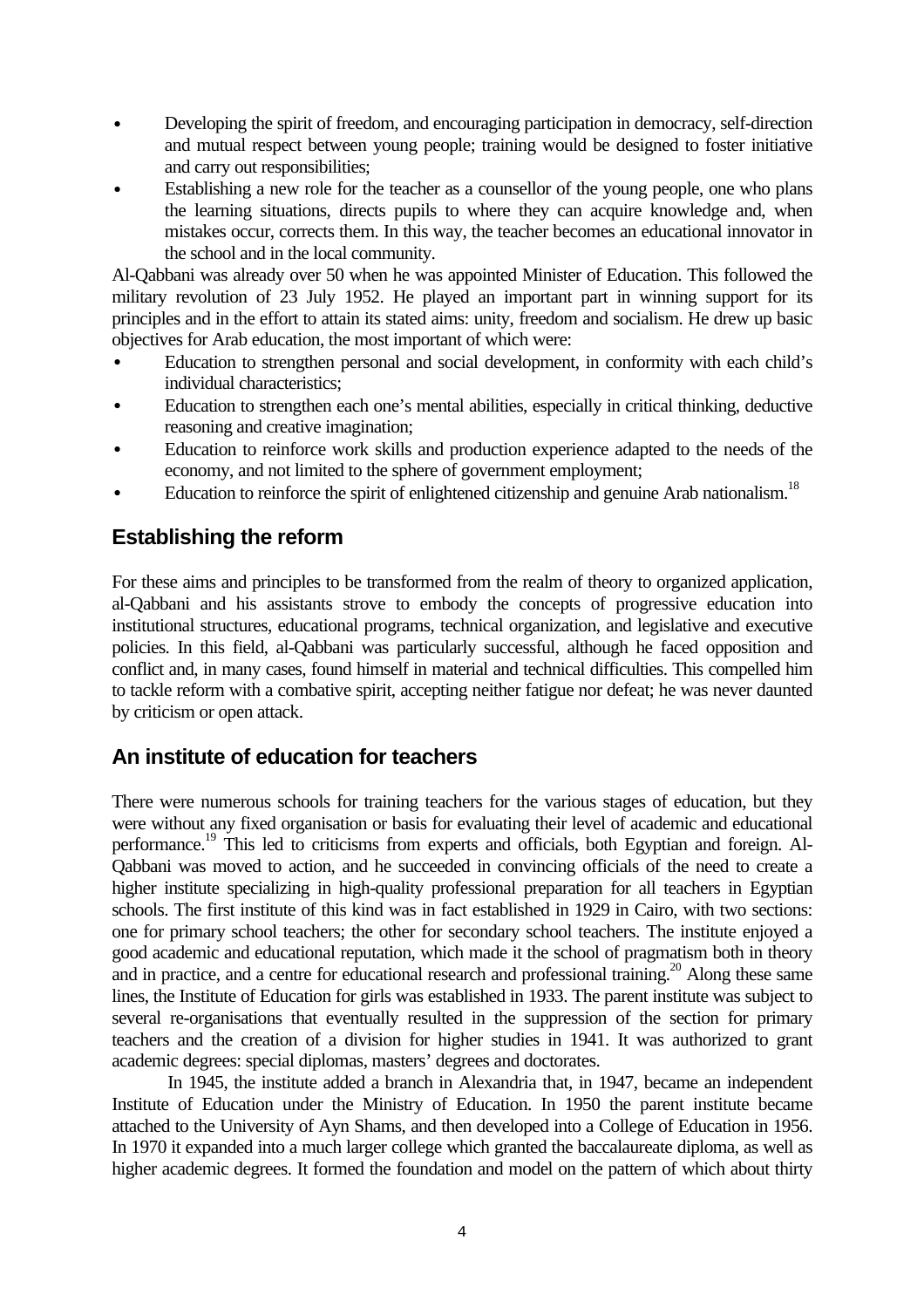- Developing the spirit of freedom, and encouraging participation in democracy, self-direction and mutual respect between young people; training would be designed to foster initiative and carry out responsibilities;
- Establishing a new role for the teacher as a counsellor of the young people, one who plans the learning situations, directs pupils to where they can acquire knowledge and, when mistakes occur, corrects them. In this way, the teacher becomes an educational innovator in the school and in the local community.

Al-Qabbani was already over 50 when he was appointed Minister of Education. This followed the military revolution of 23 July 1952. He played an important part in winning support for its principles and in the effort to attain its stated aims: unity, freedom and socialism. He drew up basic objectives for Arab education, the most important of which were:

- Education to strengthen personal and social development, in conformity with each child's individual characteristics;
- Education to strengthen each one's mental abilities, especially in critical thinking, deductive reasoning and creative imagination;
- Education to reinforce work skills and production experience adapted to the needs of the economy, and not limited to the sphere of government employment;
- Education to reinforce the spirit of enlightened citizenship and genuine Arab nationalism.[18]

## Establishing the reform

For these aims and principles to be transformed from the realm of theory to organized application, al-Qabbani and his assistants strove to embody the concepts of progressive education into institutional structures, educational programs, technical organization, and legislative and executive policies. In this field, al-Qabbani was particularly successful, although he faced opposition and conflict and, in many cases, found himself in material and technical difficulties. This compelled him to tackle reform with a combative spirit, accepting neither fatigue nor defeat; he was never daunted by criticism or open attack.

## An institute of education for teachers

There were numerous schools for training teachers for the various stages of education, but they were without any fixed organisation or basis for evaluating their level of academic and educational performance.[19] This led to criticisms from experts and officials, both Egyptian and foreign. Al-Qabbani was moved to action, and he succeeded in convincing officials of the need to create a higher institute specializing in high-quality professional preparation for all teachers in Egyptian schools. The first institute of this kind was in fact established in 1929 in Cairo, with two sections: one for primary school teachers; the other for secondary school teachers. The institute enjoyed a good academic and educational reputation, which made it the school of pragmatism both in theory and in practice, and a centre for educational research and professional training.[20] Along these same lines, the Institute of Education for girls was established in 1933. The parent institute was subject to several re-organisations that eventually resulted in the suppression of the section for primary teachers and the creation of a division for higher studies in 1941. It was authorized to grant academic degrees: special diplomas, masters' degrees and doctorates.

In 1945, the institute added a branch in Alexandria that, in 1947, became an independent Institute of Education under the Ministry of Education. In 1950 the parent institute became attached to the University of Ayn Shams, and then developed into a College of Education in 1956. In 1970 it expanded into a much larger college which granted the baccalaureate diploma, as well as higher academic degrees. It formed the foundation and model on the pattern of which about thirty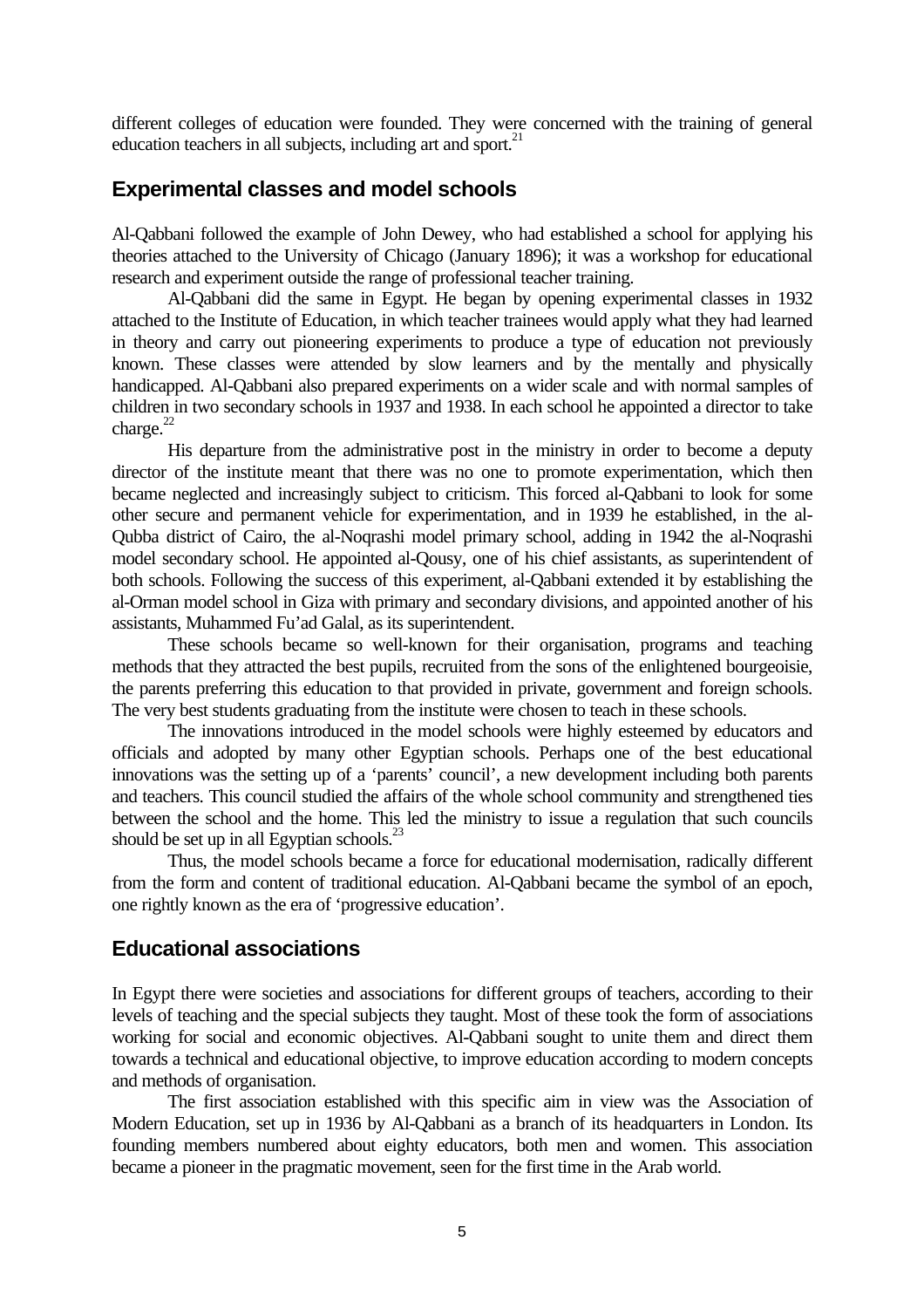different colleges of education were founded. They were concerned with the training of general education teachers in all subjects, including art and sport.[21]

## Experimental classes and model schools

Al-Qabbani followed the example of John Dewey, who had established a school for applying his theories attached to the University of Chicago (January 1896); it was a workshop for educational research and experiment outside the range of professional teacher training.

Al-Qabbani did the same in Egypt. He began by opening experimental classes in 1932 attached to the Institute of Education, in which teacher trainees would apply what they had learned in theory and carry out pioneering experiments to produce a type of education not previously known. These classes were attended by slow learners and by the mentally and physically handicapped. Al-Qabbani also prepared experiments on a wider scale and with normal samples of children in two secondary schools in 1937 and 1938. In each school he appointed a director to take charge.[22]

His departure from the administrative post in the ministry in order to become a deputy director of the institute meant that there was no one to promote experimentation, which then became neglected and increasingly subject to criticism. This forced al-Qabbani to look for some other secure and permanent vehicle for experimentation, and in 1939 he established, in the al-Qubba district of Cairo, the al-Noqrashi model primary school, adding in 1942 the al-Noqrashi model secondary school. He appointed al-Qousy, one of his chief assistants, as superintendent of both schools. Following the success of this experiment, al-Qabbani extended it by establishing the al-Orman model school in Giza with primary and secondary divisions, and appointed another of his assistants, Muhammed Fu'ad Galal, as its superintendent.

These schools became so well-known for their organisation, programs and teaching methods that they attracted the best pupils, recruited from the sons of the enlightened bourgeoisie, the parents preferring this education to that provided in private, government and foreign schools. The very best students graduating from the institute were chosen to teach in these schools.

The innovations introduced in the model schools were highly esteemed by educators and officials and adopted by many other Egyptian schools. Perhaps one of the best educational innovations was the setting up of a 'parents' council', a new development including both parents and teachers. This council studied the affairs of the whole school community and strengthened ties between the school and the home. This led the ministry to issue a regulation that such councils should be set up in all Egyptian schools.[23]

Thus, the model schools became a force for educational modernisation, radically different from the form and content of traditional education. Al-Qabbani became the symbol of an epoch, one rightly known as the era of 'progressive education'.

## Educational associations

In Egypt there were societies and associations for different groups of teachers, according to their levels of teaching and the special subjects they taught. Most of these took the form of associations working for social and economic objectives. Al-Qabbani sought to unite them and direct them towards a technical and educational objective, to improve education according to modern concepts and methods of organisation.

The first association established with this specific aim in view was the Association of Modern Education, set up in 1936 by Al-Qabbani as a branch of its headquarters in London. Its founding members numbered about eighty educators, both men and women. This association became a pioneer in the pragmatic movement, seen for the first time in the Arab world.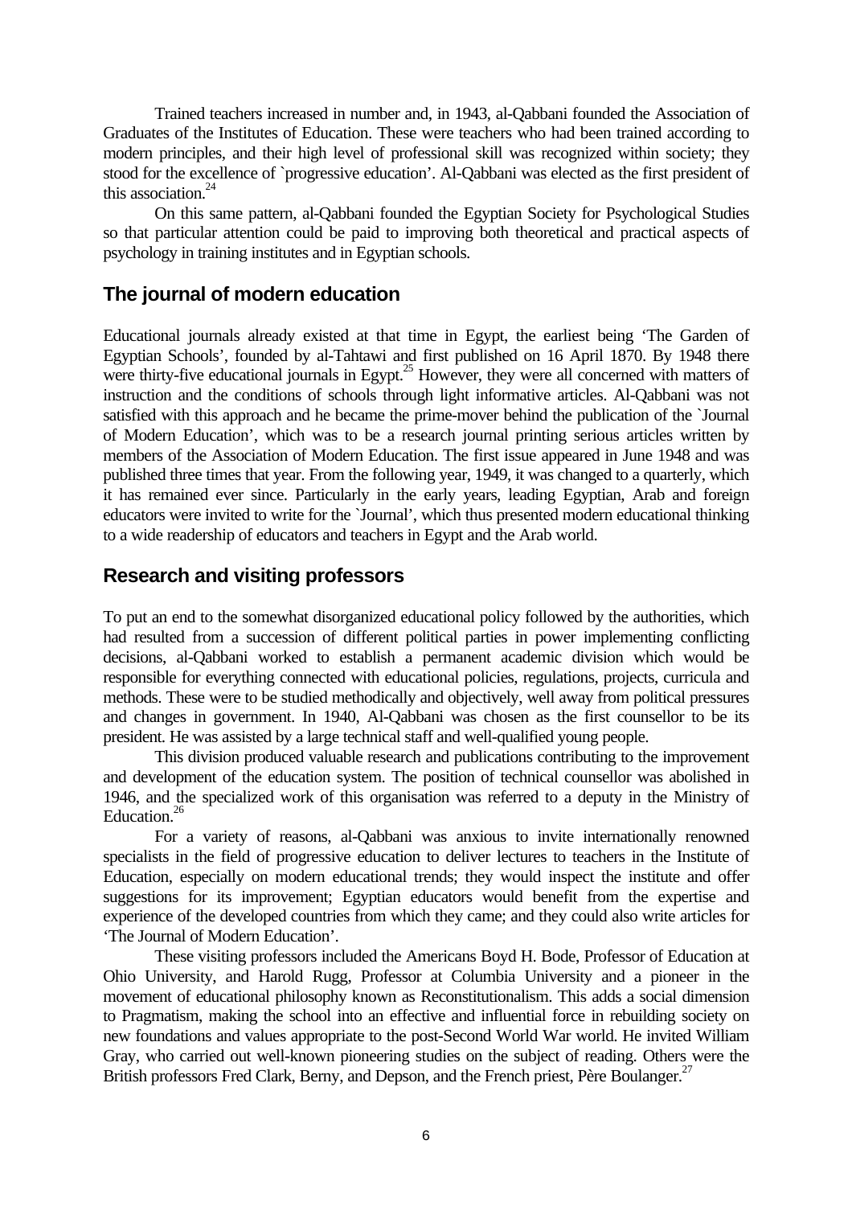Trained teachers increased in number and, in 1943, al-Qabbani founded the Association of Graduates of the Institutes of Education. These were teachers who had been trained according to modern principles, and their high level of professional skill was recognized within society; they stood for the excellence of `progressive education'. Al-Qabbani was elected as the first president of this association.[24]

On this same pattern, al-Qabbani founded the Egyptian Society for Psychological Studies so that particular attention could be paid to improving both theoretical and practical aspects of psychology in training institutes and in Egyptian schools.

## The journal of modern education

Educational journals already existed at that time in Egypt, the earliest being 'The Garden of Egyptian Schools', founded by al-Tahtawi and first published on 16 April 1870. By 1948 there were thirty-five educational journals in Egypt.[25] However, they were all concerned with matters of instruction and the conditions of schools through light informative articles. Al-Qabbani was not satisfied with this approach and he became the prime-mover behind the publication of the `Journal of Modern Education', which was to be a research journal printing serious articles written by members of the Association of Modern Education. The first issue appeared in June 1948 and was published three times that year. From the following year, 1949, it was changed to a quarterly, which it has remained ever since. Particularly in the early years, leading Egyptian, Arab and foreign educators were invited to write for the `Journal', which thus presented modern educational thinking to a wide readership of educators and teachers in Egypt and the Arab world.

## Research and visiting professors

To put an end to the somewhat disorganized educational policy followed by the authorities, which had resulted from a succession of different political parties in power implementing conflicting decisions, al-Qabbani worked to establish a permanent academic division which would be responsible for everything connected with educational policies, regulations, projects, curricula and methods. These were to be studied methodically and objectively, well away from political pressures and changes in government. In 1940, Al-Qabbani was chosen as the first counsellor to be its president. He was assisted by a large technical staff and well-qualified young people.

This division produced valuable research and publications contributing to the improvement and development of the education system. The position of technical counsellor was abolished in 1946, and the specialized work of this organisation was referred to a deputy in the Ministry of Education.[26]

For a variety of reasons, al-Qabbani was anxious to invite internationally renowned specialists in the field of progressive education to deliver lectures to teachers in the Institute of Education, especially on modern educational trends; they would inspect the institute and offer suggestions for its improvement; Egyptian educators would benefit from the expertise and experience of the developed countries from which they came; and they could also write articles for 'The Journal of Modern Education'.

These visiting professors included the Americans Boyd H. Bode, Professor of Education at Ohio University, and Harold Rugg, Professor at Columbia University and a pioneer in the movement of educational philosophy known as Reconstitutionalism. This adds a social dimension to Pragmatism, making the school into an effective and influential force in rebuilding society on new foundations and values appropriate to the post-Second World War world. He invited William Gray, who carried out well-known pioneering studies on the subject of reading. Others were the British professors Fred Clark, Berny, and Depson, and the French priest, Père Boulanger.[27]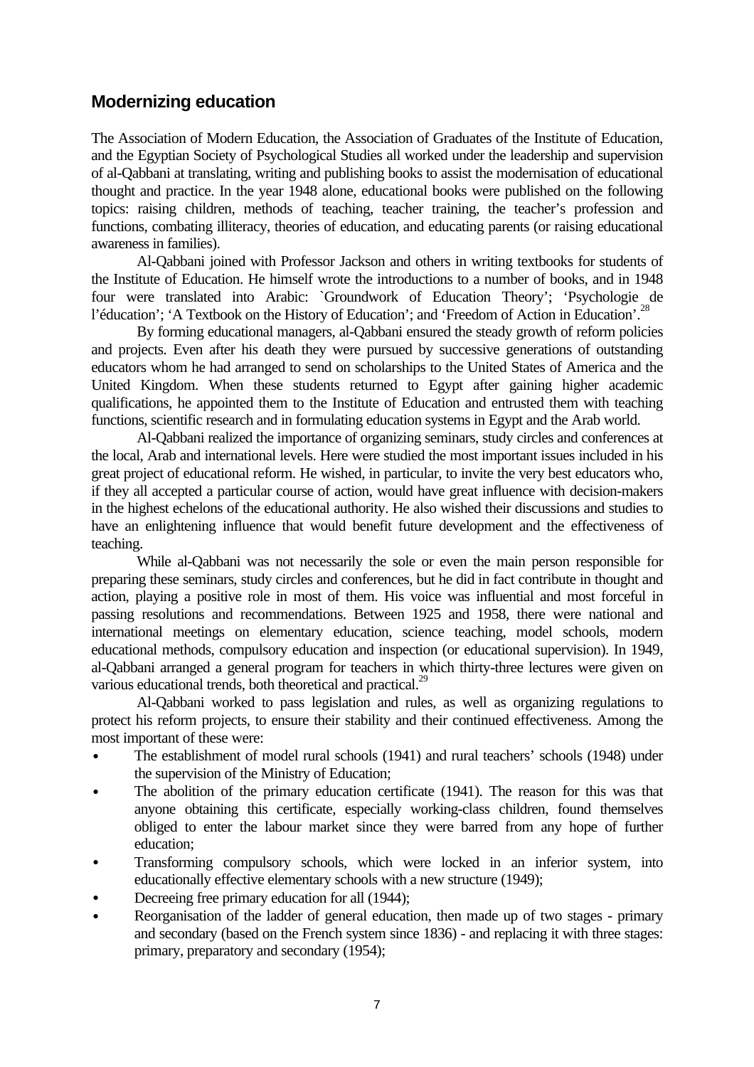## Modernizing education

The Association of Modern Education, the Association of Graduates of the Institute of Education, and the Egyptian Society of Psychological Studies all worked under the leadership and supervision of al-Qabbani at translating, writing and publishing books to assist the modernisation of educational thought and practice. In the year 1948 alone, educational books were published on the following topics: raising children, methods of teaching, teacher training, the teacher's profession and functions, combating illiteracy, theories of education, and educating parents (or raising educational awareness in families).

Al-Qabbani joined with Professor Jackson and others in writing textbooks for students of the Institute of Education. He himself wrote the introductions to a number of books, and in 1948 four were translated into Arabic: `Groundwork of Education Theory'; 'Psychologie de l'éducation'; 'A Textbook on the History of Education'; and 'Freedom of Action in Education'.[28]

By forming educational managers, al-Qabbani ensured the steady growth of reform policies and projects. Even after his death they were pursued by successive generations of outstanding educators whom he had arranged to send on scholarships to the United States of America and the United Kingdom. When these students returned to Egypt after gaining higher academic qualifications, he appointed them to the Institute of Education and entrusted them with teaching functions, scientific research and in formulating education systems in Egypt and the Arab world.

Al-Qabbani realized the importance of organizing seminars, study circles and conferences at the local, Arab and international levels. Here were studied the most important issues included in his great project of educational reform. He wished, in particular, to invite the very best educators who, if they all accepted a particular course of action, would have great influence with decision-makers in the highest echelons of the educational authority. He also wished their discussions and studies to have an enlightening influence that would benefit future development and the effectiveness of teaching.

While al-Qabbani was not necessarily the sole or even the main person responsible for preparing these seminars, study circles and conferences, but he did in fact contribute in thought and action, playing a positive role in most of them. His voice was influential and most forceful in passing resolutions and recommendations. Between 1925 and 1958, there were national and international meetings on elementary education, science teaching, model schools, modern educational methods, compulsory education and inspection (or educational supervision). In 1949, al-Qabbani arranged a general program for teachers in which thirty-three lectures were given on various educational trends, both theoretical and practical.[29]

Al-Qabbani worked to pass legislation and rules, as well as organizing regulations to protect his reform projects, to ensure their stability and their continued effectiveness. Among the most important of these were:

- The establishment of model rural schools (1941) and rural teachers' schools (1948) under the supervision of the Ministry of Education;
- The abolition of the primary education certificate (1941). The reason for this was that anyone obtaining this certificate, especially working-class children, found themselves obliged to enter the labour market since they were barred from any hope of further education;
- Transforming compulsory schools, which were locked in an inferior system, into educationally effective elementary schools with a new structure (1949);
- Decreeing free primary education for all (1944);
- Reorganisation of the ladder of general education, then made up of two stages - primary and secondary (based on the French system since 1836) - and replacing it with three stages: primary, preparatory and secondary (1954);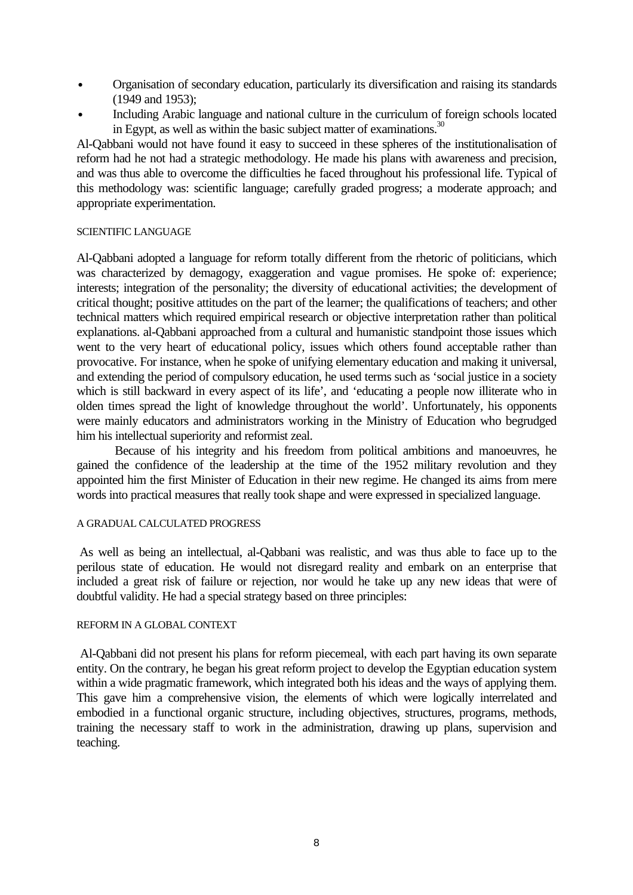- Organisation of secondary education, particularly its diversification and raising its standards (1949 and 1953);
- Including Arabic language and national culture in the curriculum of foreign schools located in Egypt, as well as within the basic subject matter of examinations.[30]

Al-Qabbani would not have found it easy to succeed in these spheres of the institutionalisation of reform had he not had a strategic methodology. He made his plans with awareness and precision, and was thus able to overcome the difficulties he faced throughout his professional life. Typical of this methodology was: scientific language; carefully graded progress; a moderate approach; and appropriate experimentation.

### SCIENTIFIC LANGUAGE

Al-Qabbani adopted a language for reform totally different from the rhetoric of politicians, which was characterized by demagogy, exaggeration and vague promises. He spoke of: experience; interests; integration of the personality; the diversity of educational activities; the development of critical thought; positive attitudes on the part of the learner; the qualifications of teachers; and other technical matters which required empirical research or objective interpretation rather than political explanations. al-Qabbani approached from a cultural and humanistic standpoint those issues which went to the very heart of educational policy, issues which others found acceptable rather than provocative. For instance, when he spoke of unifying elementary education and making it universal, and extending the period of compulsory education, he used terms such as 'social justice in a society which is still backward in every aspect of its life', and 'educating a people now illiterate who in olden times spread the light of knowledge throughout the world'. Unfortunately, his opponents were mainly educators and administrators working in the Ministry of Education who begrudged him his intellectual superiority and reformist zeal.

Because of his integrity and his freedom from political ambitions and manoeuvres, he gained the confidence of the leadership at the time of the 1952 military revolution and they appointed him the first Minister of Education in their new regime. He changed its aims from mere words into practical measures that really took shape and were expressed in specialized language.

### A GRADUAL CALCULATED PROGRESS

As well as being an intellectual, al-Qabbani was realistic, and was thus able to face up to the perilous state of education. He would not disregard reality and embark on an enterprise that included a great risk of failure or rejection, nor would he take up any new ideas that were of doubtful validity. He had a special strategy based on three principles:

### REFORM IN A GLOBAL CONTEXT

Al-Qabbani did not present his plans for reform piecemeal, with each part having its own separate entity. On the contrary, he began his great reform project to develop the Egyptian education system within a wide pragmatic framework, which integrated both his ideas and the ways of applying them. This gave him a comprehensive vision, the elements of which were logically interrelated and embodied in a functional organic structure, including objectives, structures, programs, methods, training the necessary staff to work in the administration, drawing up plans, supervision and teaching.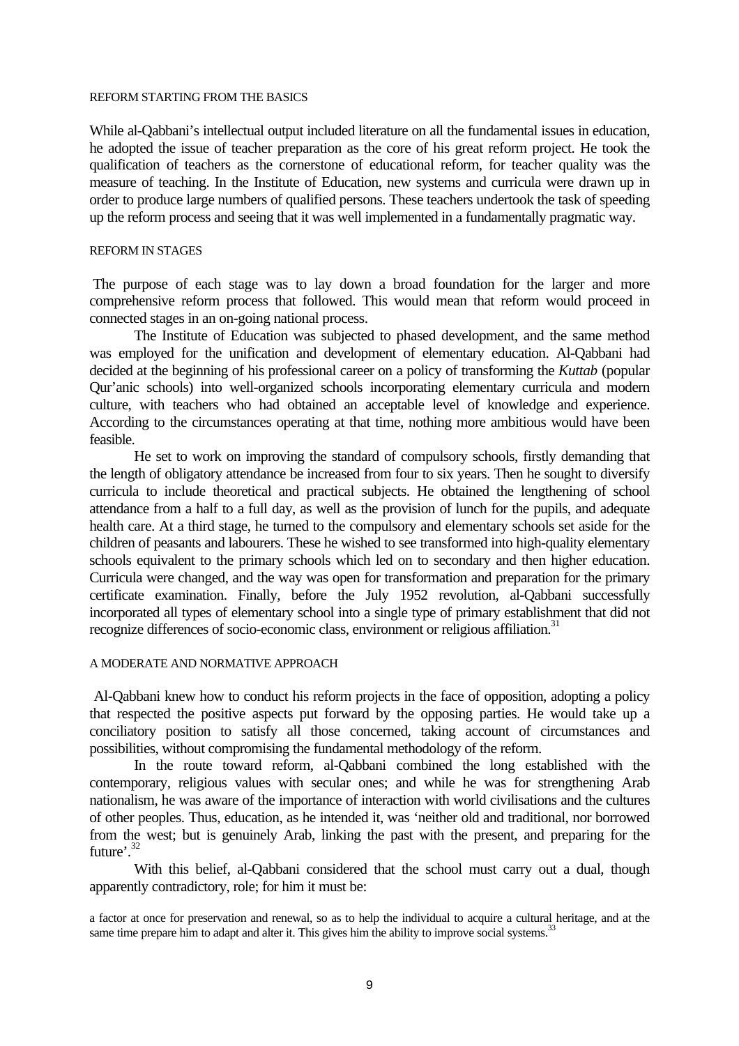### REFORM STARTING FROM THE BASICS

While al-Qabbani's intellectual output included literature on all the fundamental issues in education, he adopted the issue of teacher preparation as the core of his great reform project. He took the qualification of teachers as the cornerstone of educational reform, for teacher quality was the measure of teaching. In the Institute of Education, new systems and curricula were drawn up in order to produce large numbers of qualified persons. These teachers undertook the task of speeding up the reform process and seeing that it was well implemented in a fundamentally pragmatic way.

### REFORM IN STAGES

The purpose of each stage was to lay down a broad foundation for the larger and more comprehensive reform process that followed. This would mean that reform would proceed in connected stages in an on-going national process.

The Institute of Education was subjected to phased development, and the same method was employed for the unification and development of elementary education. Al-Qabbani had decided at the beginning of his professional career on a policy of transforming the *Kuttab* (popular Qur'anic schools) into well-organized schools incorporating elementary curricula and modern culture, with teachers who had obtained an acceptable level of knowledge and experience. According to the circumstances operating at that time, nothing more ambitious would have been feasible.

He set to work on improving the standard of compulsory schools, firstly demanding that the length of obligatory attendance be increased from four to six years. Then he sought to diversify curricula to include theoretical and practical subjects. He obtained the lengthening of school attendance from a half to a full day, as well as the provision of lunch for the pupils, and adequate health care. At a third stage, he turned to the compulsory and elementary schools set aside for the children of peasants and labourers. These he wished to see transformed into high-quality elementary schools equivalent to the primary schools which led on to secondary and then higher education. Curricula were changed, and the way was open for transformation and preparation for the primary certificate examination. Finally, before the July 1952 revolution, al-Qabbani successfully incorporated all types of elementary school into a single type of primary establishment that did not recognize differences of socio-economic class, environment or religious affiliation.[31]

### A MODERATE AND NORMATIVE APPROACH

Al-Qabbani knew how to conduct his reform projects in the face of opposition, adopting a policy that respected the positive aspects put forward by the opposing parties. He would take up a conciliatory position to satisfy all those concerned, taking account of circumstances and possibilities, without compromising the fundamental methodology of the reform.

In the route toward reform, al-Qabbani combined the long established with the contemporary, religious values with secular ones; and while he was for strengthening Arab nationalism, he was aware of the importance of interaction with world civilisations and the cultures of other peoples. Thus, education, as he intended it, was 'neither old and traditional, nor borrowed from the west; but is genuinely Arab, linking the past with the present, and preparing for the future'.[32]

With this belief, al-Qabbani considered that the school must carry out a dual, though apparently contradictory, role; for him it must be:

> a factor at once for preservation and renewal, so as to help the individual to acquire a cultural heritage, and at the same time prepare him to adapt and alter it. This gives him the ability to improve social systems.[33]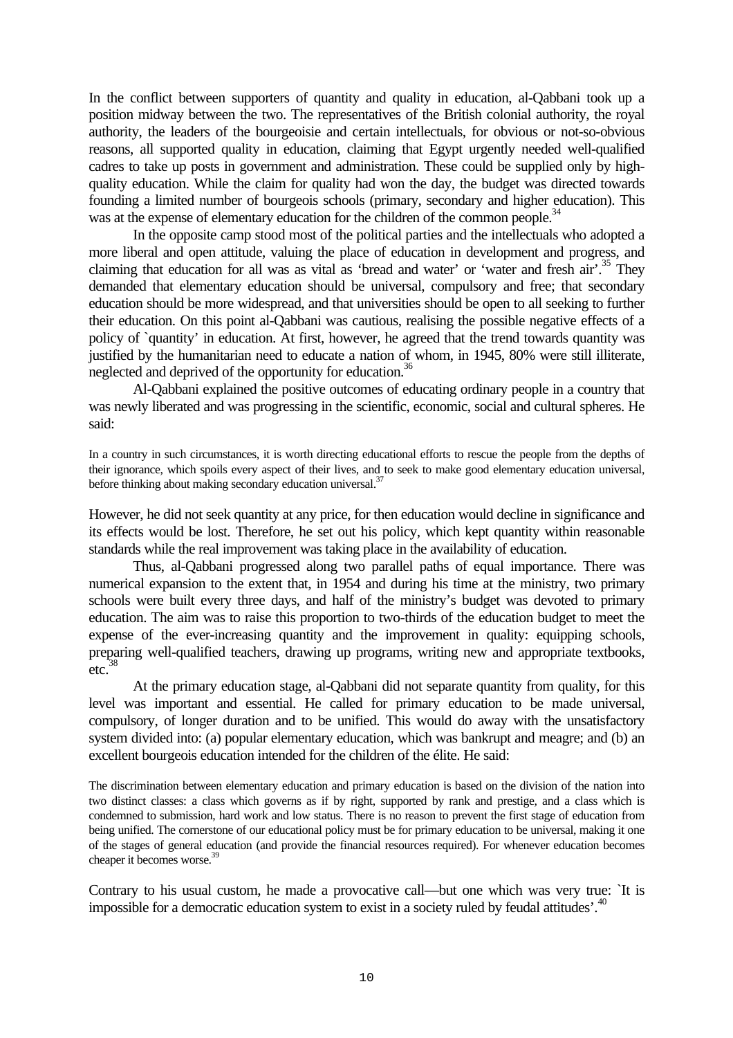In the conflict between supporters of quantity and quality in education, al-Qabbani took up a position midway between the two. The representatives of the British colonial authority, the royal authority, the leaders of the bourgeoisie and certain intellectuals, for obvious or not-so-obvious reasons, all supported quality in education, claiming that Egypt urgently needed well-qualified cadres to take up posts in government and administration. These could be supplied only by high-quality education. While the claim for quality had won the day, the budget was directed towards founding a limited number of bourgeois schools (primary, secondary and higher education). This was at the expense of elementary education for the children of the common people.[34]

In the opposite camp stood most of the political parties and the intellectuals who adopted a more liberal and open attitude, valuing the place of education in development and progress, and claiming that education for all was as vital as 'bread and water' or 'water and fresh air'.[35] They demanded that elementary education should be universal, compulsory and free; that secondary education should be more widespread, and that universities should be open to all seeking to further their education. On this point al-Qabbani was cautious, realising the possible negative effects of a policy of `quantity' in education. At first, however, he agreed that the trend towards quantity was justified by the humanitarian need to educate a nation of whom, in 1945, 80% were still illiterate, neglected and deprived of the opportunity for education.[36]

Al-Qabbani explained the positive outcomes of educating ordinary people in a country that was newly liberated and was progressing in the scientific, economic, social and cultural spheres. He said:

> In a country in such circumstances, it is worth directing educational efforts to rescue the people from the depths of their ignorance, which spoils every aspect of their lives, and to seek to make good elementary education universal, before thinking about making secondary education universal.[37]

However, he did not seek quantity at any price, for then education would decline in significance and its effects would be lost. Therefore, he set out his policy, which kept quantity within reasonable standards while the real improvement was taking place in the availability of education.

Thus, al-Qabbani progressed along two parallel paths of equal importance. There was numerical expansion to the extent that, in 1954 and during his time at the ministry, two primary schools were built every three days, and half of the ministry's budget was devoted to primary education. The aim was to raise this proportion to two-thirds of the education budget to meet the expense of the ever-increasing quantity and the improvement in quality: equipping schools, preparing well-qualified teachers, drawing up programs, writing new and appropriate textbooks, etc.[38]

At the primary education stage, al-Qabbani did not separate quantity from quality, for this level was important and essential. He called for primary education to be made universal, compulsory, of longer duration and to be unified. This would do away with the unsatisfactory system divided into: (a) popular elementary education, which was bankrupt and meagre; and (b) an excellent bourgeois education intended for the children of the élite. He said:

> The discrimination between elementary education and primary education is based on the division of the nation into two distinct classes: a class which governs as if by right, supported by rank and prestige, and a class which is condemned to submission, hard work and low status. There is no reason to prevent the first stage of education from being unified. The cornerstone of our educational policy must be for primary education to be universal, making it one of the stages of general education (and provide the financial resources required). For whenever education becomes cheaper it becomes worse.[39]

Contrary to his usual custom, he made a provocative call—but one which was very true: `It is impossible for a democratic education system to exist in a society ruled by feudal attitudes'.[40]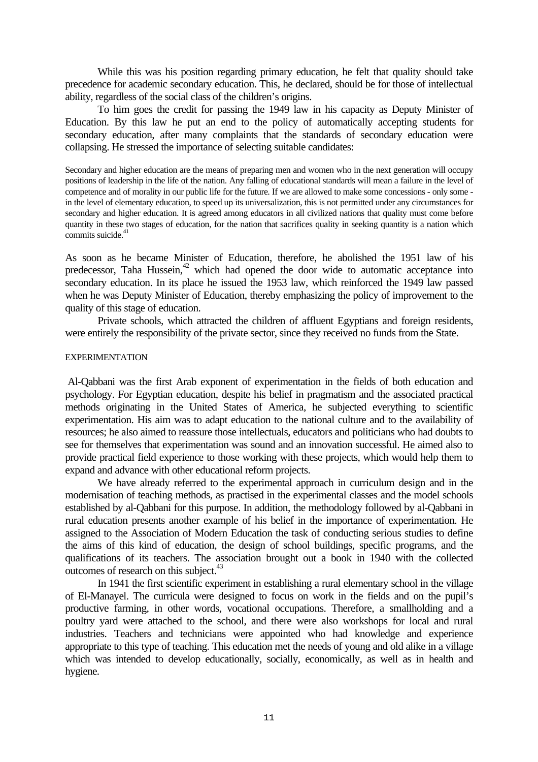While this was his position regarding primary education, he felt that quality should take precedence for academic secondary education. This, he declared, should be for those of intellectual ability, regardless of the social class of the children's origins.

To him goes the credit for passing the 1949 law in his capacity as Deputy Minister of Education. By this law he put an end to the policy of automatically accepting students for secondary education, after many complaints that the standards of secondary education were collapsing. He stressed the importance of selecting suitable candidates:

> Secondary and higher education are the means of preparing men and women who in the next generation will occupy positions of leadership in the life of the nation. Any falling of educational standards will mean a failure in the level of competence and of morality in our public life for the future. If we are allowed to make some concessions - only some - in the level of elementary education, to speed up its universalization, this is not permitted under any circumstances for secondary and higher education. It is agreed among educators in all civilized nations that quality must come before quantity in these two stages of education, for the nation that sacrifices quality in seeking quantity is a nation which commits suicide.[41]

As soon as he became Minister of Education, therefore, he abolished the 1951 law of his predecessor, Taha Hussein,[42] which had opened the door wide to automatic acceptance into secondary education. In its place he issued the 1953 law, which reinforced the 1949 law passed when he was Deputy Minister of Education, thereby emphasizing the policy of improvement to the quality of this stage of education.

Private schools, which attracted the children of affluent Egyptians and foreign residents, were entirely the responsibility of the private sector, since they received no funds from the State.

## EXPERIMENTATION

Al-Qabbani was the first Arab exponent of experimentation in the fields of both education and psychology. For Egyptian education, despite his belief in pragmatism and the associated practical methods originating in the United States of America, he subjected everything to scientific experimentation. His aim was to adapt education to the national culture and to the availability of resources; he also aimed to reassure those intellectuals, educators and politicians who had doubts to see for themselves that experimentation was sound and an innovation successful. He aimed also to provide practical field experience to those working with these projects, which would help them to expand and advance with other educational reform projects.

We have already referred to the experimental approach in curriculum design and in the modernisation of teaching methods, as practised in the experimental classes and the model schools established by al-Qabbani for this purpose. In addition, the methodology followed by al-Qabbani in rural education presents another example of his belief in the importance of experimentation. He assigned to the Association of Modern Education the task of conducting serious studies to define the aims of this kind of education, the design of school buildings, specific programs, and the qualifications of its teachers. The association brought out a book in 1940 with the collected outcomes of research on this subject.[43]

In 1941 the first scientific experiment in establishing a rural elementary school in the village of El-Manayel. The curricula were designed to focus on work in the fields and on the pupil's productive farming, in other words, vocational occupations. Therefore, a smallholding and a poultry yard were attached to the school, and there were also workshops for local and rural industries. Teachers and technicians were appointed who had knowledge and experience appropriate to this type of teaching. This education met the needs of young and old alike in a village which was intended to develop educationally, socially, economically, as well as in health and hygiene.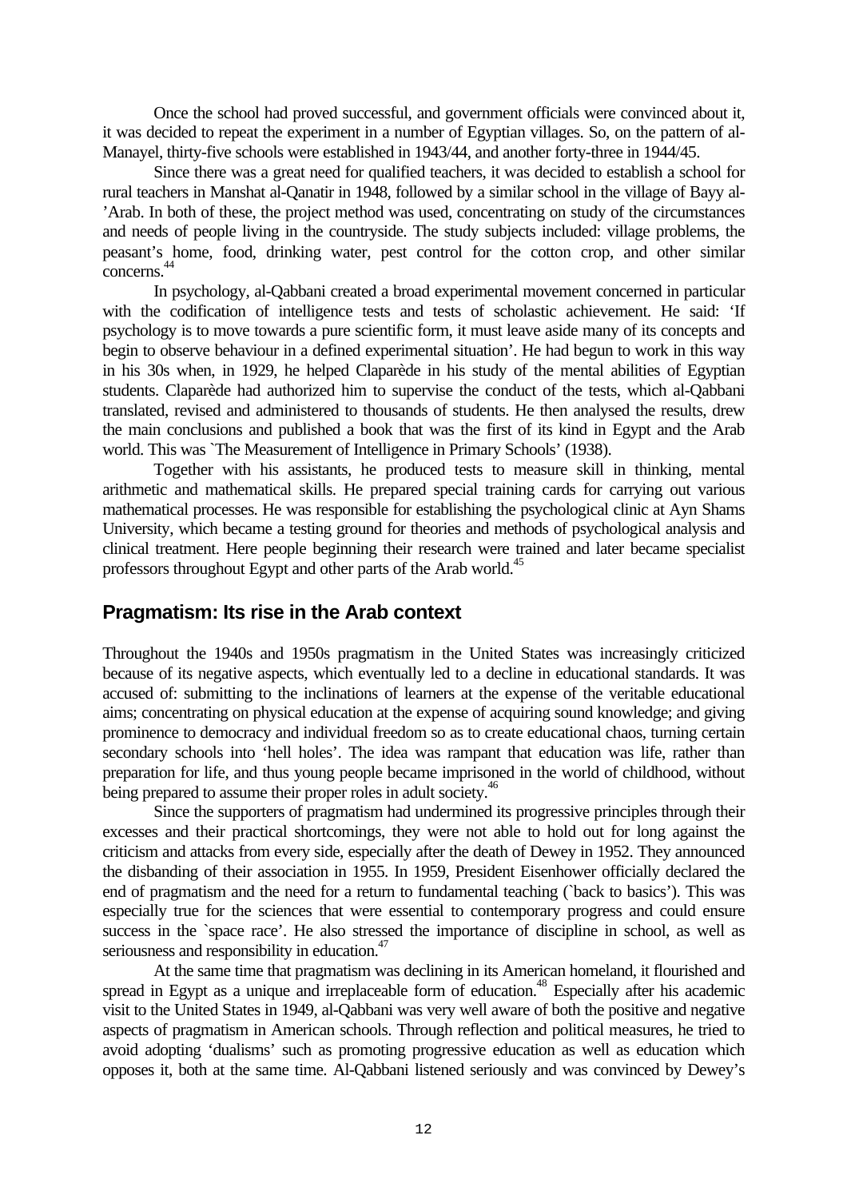Once the school had proved successful, and government officials were convinced about it, it was decided to repeat the experiment in a number of Egyptian villages. So, on the pattern of al-Manayel, thirty-five schools were established in 1943/44, and another forty-three in 1944/45.

Since there was a great need for qualified teachers, it was decided to establish a school for rural teachers in Manshat al-Qanatir in 1948, followed by a similar school in the village of Bayy al-'Arab. In both of these, the project method was used, concentrating on study of the circumstances and needs of people living in the countryside. The study subjects included: village problems, the peasant's home, food, drinking water, pest control for the cotton crop, and other similar concerns.[44]

In psychology, al-Qabbani created a broad experimental movement concerned in particular with the codification of intelligence tests and tests of scholastic achievement. He said: 'If psychology is to move towards a pure scientific form, it must leave aside many of its concepts and begin to observe behaviour in a defined experimental situation'. He had begun to work in this way in his 30s when, in 1929, he helped Claparède in his study of the mental abilities of Egyptian students. Claparède had authorized him to supervise the conduct of the tests, which al-Qabbani translated, revised and administered to thousands of students. He then analysed the results, drew the main conclusions and published a book that was the first of its kind in Egypt and the Arab world. This was `The Measurement of Intelligence in Primary Schools' (1938).

Together with his assistants, he produced tests to measure skill in thinking, mental arithmetic and mathematical skills. He prepared special training cards for carrying out various mathematical processes. He was responsible for establishing the psychological clinic at Ayn Shams University, which became a testing ground for theories and methods of psychological analysis and clinical treatment. Here people beginning their research were trained and later became specialist professors throughout Egypt and other parts of the Arab world.[45]

## Pragmatism: Its rise in the Arab context

Throughout the 1940s and 1950s pragmatism in the United States was increasingly criticized because of its negative aspects, which eventually led to a decline in educational standards. It was accused of: submitting to the inclinations of learners at the expense of the veritable educational aims; concentrating on physical education at the expense of acquiring sound knowledge; and giving prominence to democracy and individual freedom so as to create educational chaos, turning certain secondary schools into 'hell holes'. The idea was rampant that education was life, rather than preparation for life, and thus young people became imprisoned in the world of childhood, without being prepared to assume their proper roles in adult society.[46]

Since the supporters of pragmatism had undermined its progressive principles through their excesses and their practical shortcomings, they were not able to hold out for long against the criticism and attacks from every side, especially after the death of Dewey in 1952. They announced the disbanding of their association in 1955. In 1959, President Eisenhower officially declared the end of pragmatism and the need for a return to fundamental teaching (`back to basics'). This was especially true for the sciences that were essential to contemporary progress and could ensure success in the `space race'. He also stressed the importance of discipline in school, as well as seriousness and responsibility in education.[47]

At the same time that pragmatism was declining in its American homeland, it flourished and spread in Egypt as a unique and irreplaceable form of education.[48] Especially after his academic visit to the United States in 1949, al-Qabbani was very well aware of both the positive and negative aspects of pragmatism in American schools. Through reflection and political measures, he tried to avoid adopting 'dualisms' such as promoting progressive education as well as education which opposes it, both at the same time. Al-Qabbani listened seriously and was convinced by Dewey's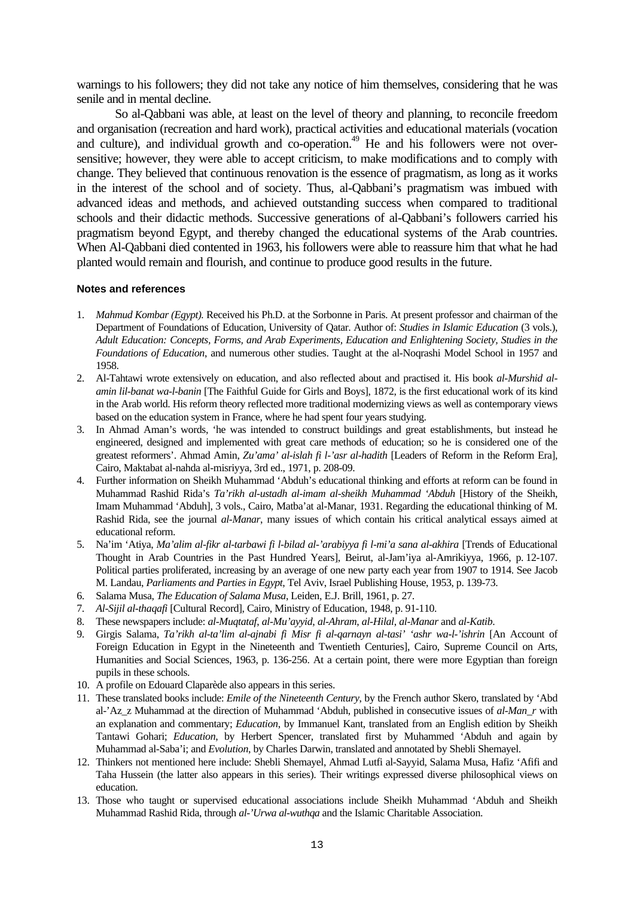warnings to his followers; they did not take any notice of him themselves, considering that he was senile and in mental decline.

So al-Qabbani was able, at least on the level of theory and planning, to reconcile freedom and organisation (recreation and hard work), practical activities and educational materials (vocation and culture), and individual growth and co-operation.[49] He and his followers were not over-sensitive; however, they were able to accept criticism, to make modifications and to comply with change. They believed that continuous renovation is the essence of pragmatism, as long as it works in the interest of the school and of society. Thus, al-Qabbani's pragmatism was imbued with advanced ideas and methods, and achieved outstanding success when compared to traditional schools and their didactic methods. Successive generations of al-Qabbani's followers carried his pragmatism beyond Egypt, and thereby changed the educational systems of the Arab countries. When Al-Qabbani died contented in 1963, his followers were able to reassure him that what he had planted would remain and flourish, and continue to produce good results in the future.

#### Notes and references

1. *Mahmud Kombar (Egypt).* Received his Ph.D. at the Sorbonne in Paris. At present professor and chairman of the Department of Foundations of Education, University of Qatar. Author of: *Studies in Islamic Education* (3 vols.), *Adult Education: Concepts, Forms, and Arab Experiments*, *Education and Enlightening Society*, *Studies in the Foundations of Education*, and numerous other studies. Taught at the al-Noqrashi Model School in 1957 and 1958.
2. Al-Tahtawi wrote extensively on education, and also reflected about and practised it. His book *al-Murshid al-amin lil-banat wa-l-banin* [The Faithful Guide for Girls and Boys], 1872, is the first educational work of its kind in the Arab world. His reform theory reflected more traditional modernizing views as well as contemporary views based on the education system in France, where he had spent four years studying.
3. In Ahmad Aman's words, 'he was intended to construct buildings and great establishments, but instead he engineered, designed and implemented with great care methods of education; so he is considered one of the greatest reformers'. Ahmad Amin, *Zu'ama' al-islah fi l-'asr al-hadith* [Leaders of Reform in the Reform Era], Cairo, Maktabat al-nahda al-misriyya, 3rd ed., 1971, p. 208-09.
4. Further information on Sheikh Muhammad 'Abduh's educational thinking and efforts at reform can be found in Muhammad Rashid Rida's *Ta'rikh al-ustadh al-imam al-sheikh Muhammad 'Abduh* [History of the Sheikh, Imam Muhammad 'Abduh], 3 vols., Cairo, Matba'at al-Manar, 1931. Regarding the educational thinking of M. Rashid Rida, see the journal *al-Manar*, many issues of which contain his critical analytical essays aimed at educational reform.
5. Na'im 'Atiya, *Ma'alim al-fikr al-tarbawi fi l-bilad al-'arabiyya fi l-mi'a sana al-akhira* [Trends of Educational Thought in Arab Countries in the Past Hundred Years], Beirut, al-Jam'iya al-Amrikiyya, 1966, p. 12-107. Political parties proliferated, increasing by an average of one new party each year from 1907 to 1914. See Jacob M. Landau, *Parliaments and Parties in Egypt*, Tel Aviv, Israel Publishing House, 1953, p. 139-73.
6. Salama Musa, *The Education of Salama Musa*, Leiden, E.J. Brill, 1961, p. 27.
7. *Al-Sijil al-thaqafi* [Cultural Record], Cairo, Ministry of Education, 1948, p. 91-110.
8. These newspapers include: *al-Muqtataf*, *al-Mu'ayyid*, *al-Ahram*, *al-Hilal*, *al-Manar* and *al-Katib*.
9. Girgis Salama, *Ta'rikh al-ta'lim al-ajnabi fi Misr fi al-qarnayn al-tasi' 'ashr wa-l-'ishrin* [An Account of Foreign Education in Egypt in the Nineteenth and Twentieth Centuries], Cairo, Supreme Council on Arts, Humanities and Social Sciences, 1963, p. 136-256. At a certain point, there were more Egyptian than foreign pupils in these schools.
10. A profile on Edouard Claparède also appears in this series.
11. These translated books include: *Emile of the Nineteenth Century*, by the French author Skero, translated by 'Abd al-'Az_z Muhammad at the direction of Muhammad 'Abduh, published in consecutive issues of *al-Man_r* with an explanation and commentary; *Education*, by Immanuel Kant, translated from an English edition by Sheikh Tantawi Gohari; *Education*, by Herbert Spencer, translated first by Muhammed 'Abduh and again by Muhammad al-Saba'i; and *Evolution*, by Charles Darwin, translated and annotated by Shebli Shemayel.
12. Thinkers not mentioned here include: Shebli Shemayel, Ahmad Lutfi al-Sayyid, Salama Musa, Hafiz 'Afifi and Taha Hussein (the latter also appears in this series). Their writings expressed diverse philosophical views on education.
13. Those who taught or supervised educational associations include Sheikh Muhammad 'Abduh and Sheikh Muhammad Rashid Rida, through *al-'Urwa al-wuthqa* and the Islamic Charitable Association.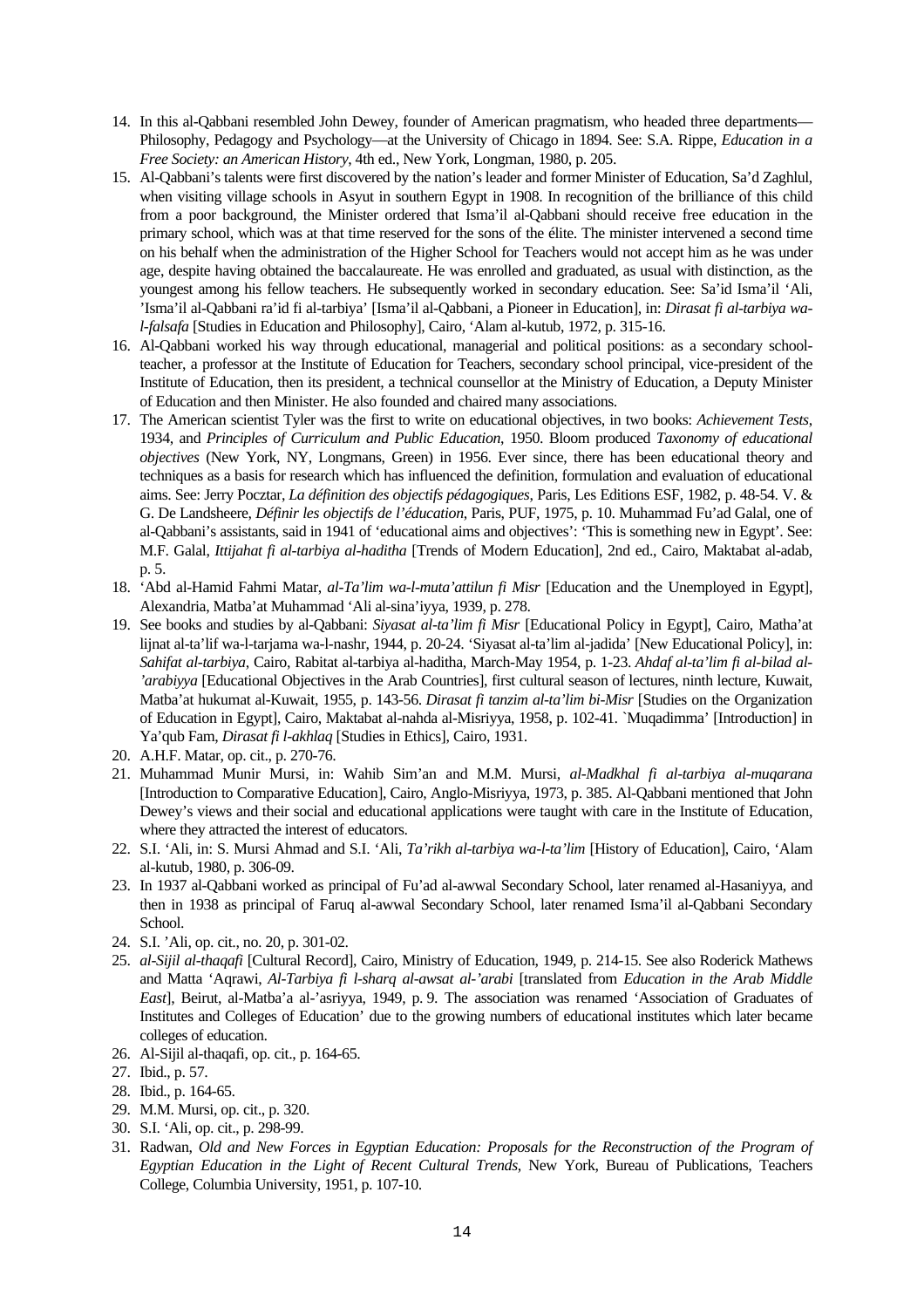14. In this al-Qabbani resembled John Dewey, founder of American pragmatism, who headed three departments—Philosophy, Pedagogy and Psychology—at the University of Chicago in 1894. See: S.A. Rippe, *Education in a Free Society: an American History*, 4th ed., New York, Longman, 1980, p. 205.
15. Al-Qabbani's talents were first discovered by the nation's leader and former Minister of Education, Sa'd Zaghlul, when visiting village schools in Asyut in southern Egypt in 1908. In recognition of the brilliance of this child from a poor background, the Minister ordered that Isma'il al-Qabbani should receive free education in the primary school, which was at that time reserved for the sons of the élite. The minister intervened a second time on his behalf when the administration of the Higher School for Teachers would not accept him as he was under age, despite having obtained the baccalaureate. He was enrolled and graduated, as usual with distinction, as the youngest among his fellow teachers. He subsequently worked in secondary education. See: Sa'id Isma'il 'Ali, 'Isma'il al-Qabbani ra'id fi al-tarbiya' [Isma'il al-Qabbani, a Pioneer in Education], in: *Dirasat fi al-tarbiya wa-l-falsafa* [Studies in Education and Philosophy], Cairo, 'Alam al-kutub, 1972, p. 315-16.
16. Al-Qabbani worked his way through educational, managerial and political positions: as a secondary school-teacher, a professor at the Institute of Education for Teachers, secondary school principal, vice-president of the Institute of Education, then its president, a technical counsellor at the Ministry of Education, a Deputy Minister of Education and then Minister. He also founded and chaired many associations.
17. The American scientist Tyler was the first to write on educational objectives, in two books: *Achievement Tests*, 1934, and *Principles of Curriculum and Public Education*, 1950. Bloom produced *Taxonomy of educational objectives* (New York, NY, Longmans, Green) in 1956. Ever since, there has been educational theory and techniques as a basis for research which has influenced the definition, formulation and evaluation of educational aims. See: Jerry Pocztar, *La définition des objectifs pédagogiques*, Paris, Les Editions ESF, 1982, p. 48-54. V. & G. De Landsheere, *Définir les objectifs de l'éducation*, Paris, PUF, 1975, p. 10. Muhammad Fu'ad Galal, one of al-Qabbani's assistants, said in 1941 of 'educational aims and objectives': 'This is something new in Egypt'. See: M.F. Galal, *Ittijahat fi al-tarbiya al-haditha* [Trends of Modern Education], 2nd ed., Cairo, Maktabat al-adab, p. 5.
18. 'Abd al-Hamid Fahmi Matar, *al-Ta'lim wa-l-muta'attilun fi Misr* [Education and the Unemployed in Egypt], Alexandria, Matba'at Muhammad 'Ali al-sina'iyya, 1939, p. 278.
19. See books and studies by al-Qabbani: *Siyasat al-ta'lim fi Misr* [Educational Policy in Egypt], Cairo, Matha'at lijnat al-ta'lif wa-l-tarjama wa-l-nashr, 1944, p. 20-24. 'Siyasat al-ta'lim al-jadida' [New Educational Policy], in: *Sahifat al-tarbiya*, Cairo, Rabitat al-tarbiya al-haditha, March-May 1954, p. 1-23. *Ahdaf al-ta'lim fi al-bilad al-'arabiyya* [Educational Objectives in the Arab Countries], first cultural season of lectures, ninth lecture, Kuwait, Matba'at hukumat al-Kuwait, 1955, p. 143-56. *Dirasat fi tanzim al-ta'lim bi-Misr* [Studies on the Organization of Education in Egypt], Cairo, Maktabat al-nahda al-Misriyya, 1958, p. 102-41. `Muqadimma' [Introduction] in Ya'qub Fam, *Dirasat fi l-akhlaq* [Studies in Ethics], Cairo, 1931.
20. A.H.F. Matar, op. cit., p. 270-76.
21. Muhammad Munir Mursi, in: Wahib Sim'an and M.M. Mursi, *al-Madkhal fi al-tarbiya al-muqarana* [Introduction to Comparative Education], Cairo, Anglo-Misriyya, 1973, p. 385. Al-Qabbani mentioned that John Dewey's views and their social and educational applications were taught with care in the Institute of Education, where they attracted the interest of educators.
22. S.I. 'Ali, in: S. Mursi Ahmad and S.I. 'Ali, *Ta'rikh al-tarbiya wa-l-ta'lim* [History of Education], Cairo, 'Alam al-kutub, 1980, p. 306-09.
23. In 1937 al-Qabbani worked as principal of Fu'ad al-awwal Secondary School, later renamed al-Hasaniyya, and then in 1938 as principal of Faruq al-awwal Secondary School, later renamed Isma'il al-Qabbani Secondary School.
24. S.I. 'Ali, op. cit., no. 20, p. 301-02.
25. *al-Sijil al-thaqafi* [Cultural Record], Cairo, Ministry of Education, 1949, p. 214-15. See also Roderick Mathews and Matta 'Aqrawi, *Al-Tarbiya fi l-sharq al-awsat al-'arabi* [translated from *Education in the Arab Middle East*], Beirut, al-Matba'a al-'asriyya, 1949, p. 9. The association was renamed 'Association of Graduates of Institutes and Colleges of Education' due to the growing numbers of educational institutes which later became colleges of education.
26. Al-Sijil al-thaqafi, op. cit., p. 164-65.
27. Ibid., p. 57.
28. Ibid., p. 164-65.
29. M.M. Mursi, op. cit., p. 320.
30. S.I. 'Ali, op. cit., p. 298-99.
31. Radwan, *Old and New Forces in Egyptian Education: Proposals for the Reconstruction of the Program of Egyptian Education in the Light of Recent Cultural Trends*, New York, Bureau of Publications, Teachers College, Columbia University, 1951, p. 107-10.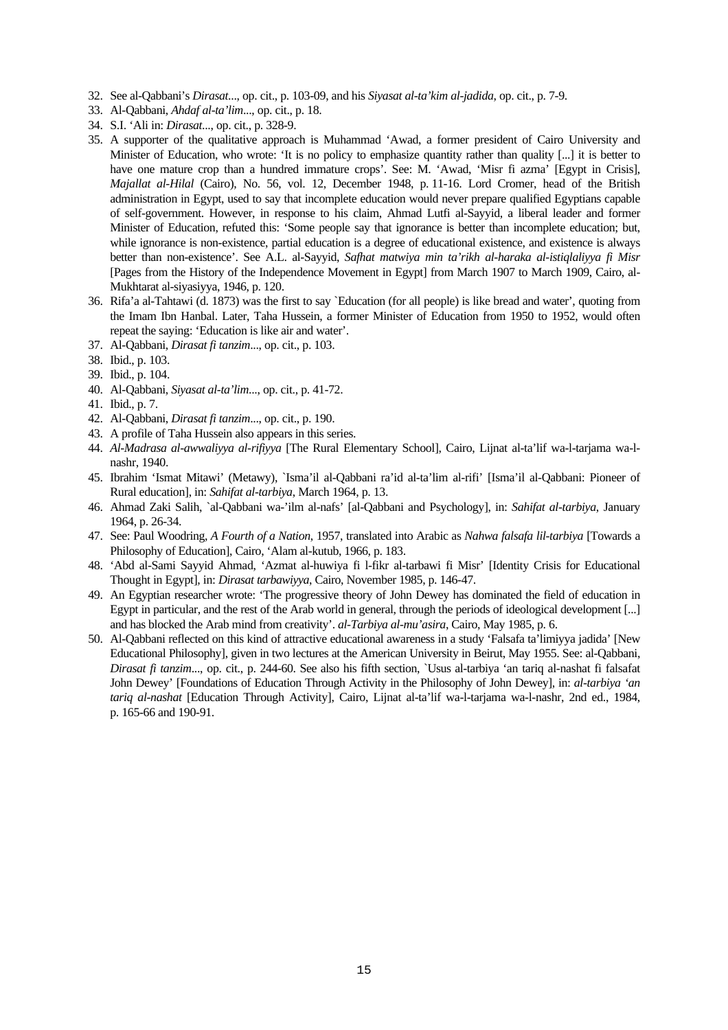32. See al-Qabbani's *Dirasat...*, op. cit., p. 103-09, and his *Siyasat al-ta'kim al-jadida*, op. cit., p. 7-9.
33. Al-Qabbani, *Ahdaf al-ta'lim...*, op. cit., p. 18.
34. S.I. 'Ali in: *Dirasat...*, op. cit., p. 328-9.
35. A supporter of the qualitative approach is Muhammad 'Awad, a former president of Cairo University and Minister of Education, who wrote: 'It is no policy to emphasize quantity rather than quality [...] it is better to have one mature crop than a hundred immature crops'. See: M. 'Awad, 'Misr fi azma' [Egypt in Crisis], *Majallat al-Hilal* (Cairo), No. 56, vol. 12, December 1948, p. 11-16. Lord Cromer, head of the British administration in Egypt, used to say that incomplete education would never prepare qualified Egyptians capable of self-government. However, in response to his claim, Ahmad Lutfi al-Sayyid, a liberal leader and former Minister of Education, refuted this: 'Some people say that ignorance is better than incomplete education; but, while ignorance is non-existence, partial education is a degree of educational existence, and existence is always better than non-existence'. See A.L. al-Sayyid, *Safhat matwiya min ta'rikh al-haraka al-istiqlaliyya fi Misr* [Pages from the History of the Independence Movement in Egypt] from March 1907 to March 1909, Cairo, al-Mukhtarat al-siyasiyya, 1946, p. 120.
36. Rifa'a al-Tahtawi (d. 1873) was the first to say `Education (for all people) is like bread and water', quoting from the Imam Ibn Hanbal. Later, Taha Hussein, a former Minister of Education from 1950 to 1952, would often repeat the saying: 'Education is like air and water'.
37. Al-Qabbani, *Dirasat fi tanzim...*, op. cit., p. 103.
38. Ibid., p. 103.
39. Ibid., p. 104.
40. Al-Qabbani, *Siyasat al-ta'lim...*, op. cit., p. 41-72.
41. Ibid., p. 7.
42. Al-Qabbani, *Dirasat fi tanzim...*, op. cit., p. 190.
43. A profile of Taha Hussein also appears in this series.
44. *Al-Madrasa al-awwaliyya al-rifiyya* [The Rural Elementary School], Cairo, Lijnat al-ta'lif wa-l-tarjama wa-l-nashr, 1940.
45. Ibrahim 'Ismat Mitawi' (Metawy), `Isma'il al-Qabbani ra'id al-ta'lim al-rifi' [Isma'il al-Qabbani: Pioneer of Rural education], in: *Sahifat al-tarbiya*, March 1964, p. 13.
46. Ahmad Zaki Salih, `al-Qabbani wa-'ilm al-nafs' [al-Qabbani and Psychology], in: *Sahifat al-tarbiya*, January 1964, p. 26-34.
47. See: Paul Woodring, *A Fourth of a Nation*, 1957, translated into Arabic as *Nahwa falsafa lil-tarbiya* [Towards a Philosophy of Education], Cairo, 'Alam al-kutub, 1966, p. 183.
48. 'Abd al-Sami Sayyid Ahmad, 'Azmat al-huwiya fi l-fikr al-tarbawi fi Misr' [Identity Crisis for Educational Thought in Egypt], in: *Dirasat tarbawiyya*, Cairo, November 1985, p. 146-47.
49. An Egyptian researcher wrote: 'The progressive theory of John Dewey has dominated the field of education in Egypt in particular, and the rest of the Arab world in general, through the periods of ideological development [...] and has blocked the Arab mind from creativity'. *al-Tarbiya al-mu'asira*, Cairo, May 1985, p. 6.
50. Al-Qabbani reflected on this kind of attractive educational awareness in a study 'Falsafa ta'limiyya jadida' [New Educational Philosophy], given in two lectures at the American University in Beirut, May 1955. See: al-Qabbani, *Dirasat fi tanzim...*, op. cit., p. 244-60. See also his fifth section, `Usus al-tarbiya 'an tariq al-nashat fi falsafat John Dewey' [Foundations of Education Through Activity in the Philosophy of John Dewey], in: *al-tarbiya 'an tariq al-nashat* [Education Through Activity], Cairo, Lijnat al-ta'lif wa-l-tarjama wa-l-nashr, 2nd ed., 1984, p. 165-66 and 190-91.